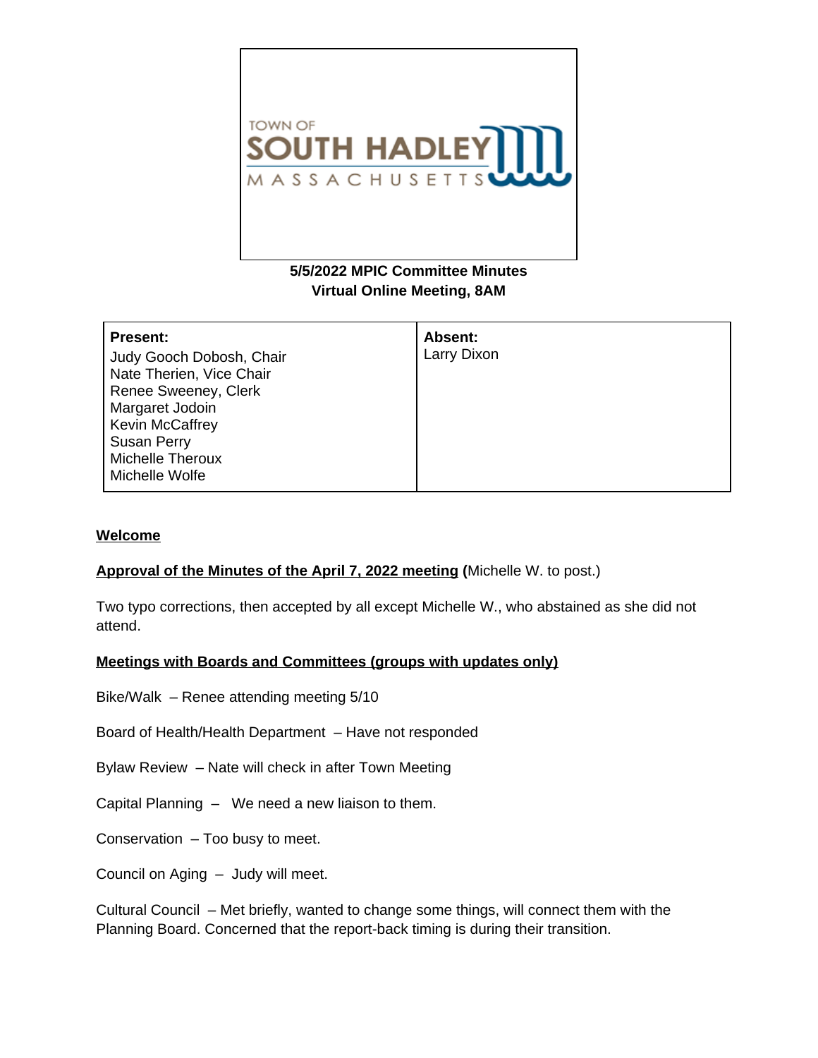TOWN OF SOUTH HADLEY MASSACHUSETTS

**5/5/2022 MPIC Committee Minutes**
**Virtual Online Meeting, 8AM**

| **Present:** | **Absent:** |
|---|---|
| Judy Gooch Dobosh, Chair<br>Nate Therien, Vice Chair<br>Renee Sweeney, Clerk<br>Margaret Jodoin<br>Kevin McCaffrey<br>Susan Perry<br>Michelle Theroux<br>Michelle Wolfe | Larry Dixon |

**Welcome**

**Approval of the Minutes of the April 7, 2022 meeting (**Michelle W. to post.)

Two typo corrections, then accepted by all except Michelle W., who abstained as she did not attend.

**Meetings with Boards and Committees (groups with updates only)**

Bike/Walk – Renee attending meeting 5/10

Board of Health/Health Department – Have not responded

Bylaw Review – Nate will check in after Town Meeting

Capital Planning – We need a new liaison to them.

Conservation – Too busy to meet.

Council on Aging – Judy will meet.

Cultural Council – Met briefly, wanted to change some things, will connect them with the Planning Board. Concerned that the report-back timing is during their transition.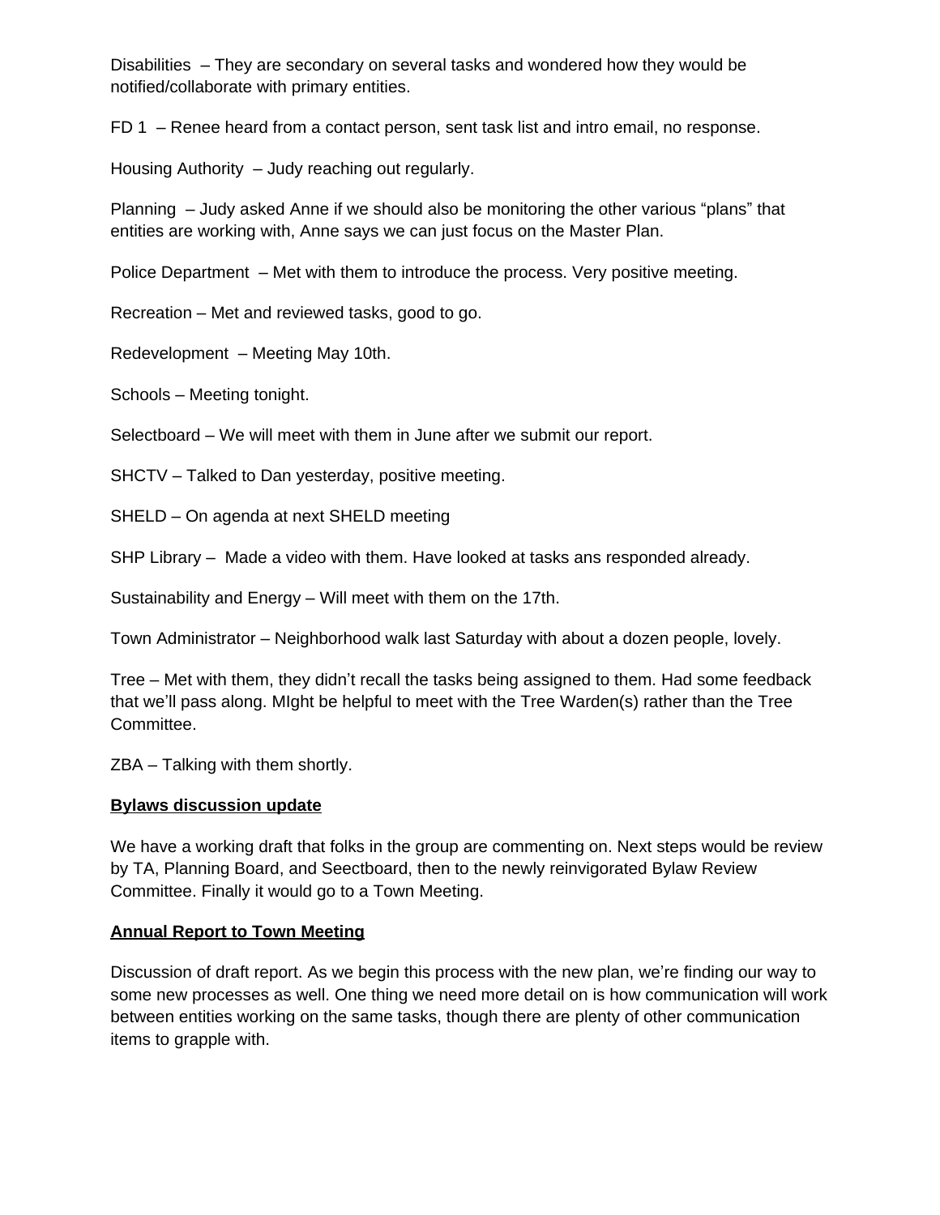Disabilities – They are secondary on several tasks and wondered how they would be notified/collaborate with primary entities.

FD 1 – Renee heard from a contact person, sent task list and intro email, no response.

Housing Authority – Judy reaching out regularly.

Planning – Judy asked Anne if we should also be monitoring the other various "plans" that entities are working with, Anne says we can just focus on the Master Plan.

Police Department – Met with them to introduce the process. Very positive meeting.

Recreation – Met and reviewed tasks, good to go.

Redevelopment – Meeting May 10th.

Schools – Meeting tonight.

Selectboard – We will meet with them in June after we submit our report.

SHCTV – Talked to Dan yesterday, positive meeting.

SHELD – On agenda at next SHELD meeting

SHP Library – Made a video with them. Have looked at tasks ans responded already.

Sustainability and Energy – Will meet with them on the 17th.

Town Administrator – Neighborhood walk last Saturday with about a dozen people, lovely.

Tree – Met with them, they didn't recall the tasks being assigned to them. Had some feedback that we'll pass along. MIght be helpful to meet with the Tree Warden(s) rather than the Tree Committee.

ZBA – Talking with them shortly.

**Bylaws discussion update**

We have a working draft that folks in the group are commenting on. Next steps would be review by TA, Planning Board, and Seectboard, then to the newly reinvigorated Bylaw Review Committee. Finally it would go to a Town Meeting.

**Annual Report to Town Meeting**

Discussion of draft report. As we begin this process with the new plan, we're finding our way to some new processes as well. One thing we need more detail on is how communication will work between entities working on the same tasks, though there are plenty of other communication items to grapple with.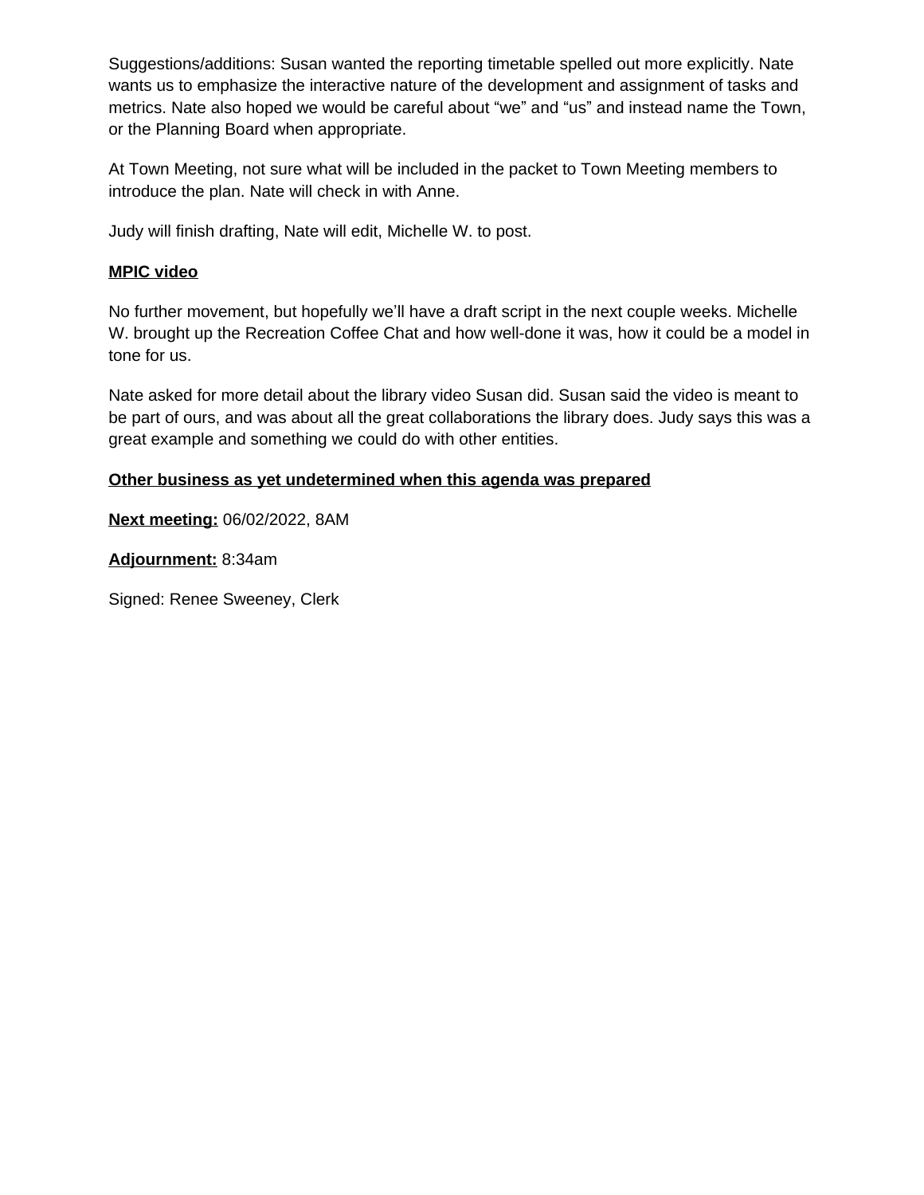Suggestions/additions: Susan wanted the reporting timetable spelled out more explicitly. Nate wants us to emphasize the interactive nature of the development and assignment of tasks and metrics. Nate also hoped we would be careful about "we" and "us" and instead name the Town, or the Planning Board when appropriate.

At Town Meeting, not sure what will be included in the packet to Town Meeting members to introduce the plan. Nate will check in with Anne.

Judy will finish drafting, Nate will edit, Michelle W. to post.

**MPIC video**

No further movement, but hopefully we'll have a draft script in the next couple weeks. Michelle W. brought up the Recreation Coffee Chat and how well-done it was, how it could be a model in tone for us.

Nate asked for more detail about the library video Susan did. Susan said the video is meant to be part of ours, and was about all the great collaborations the library does. Judy says this was a great example and something we could do with other entities.

**Other business as yet undetermined when this agenda was prepared**

**Next meeting:** 06/02/2022, 8AM

**Adjournment:** 8:34am

Signed: Renee Sweeney, Clerk